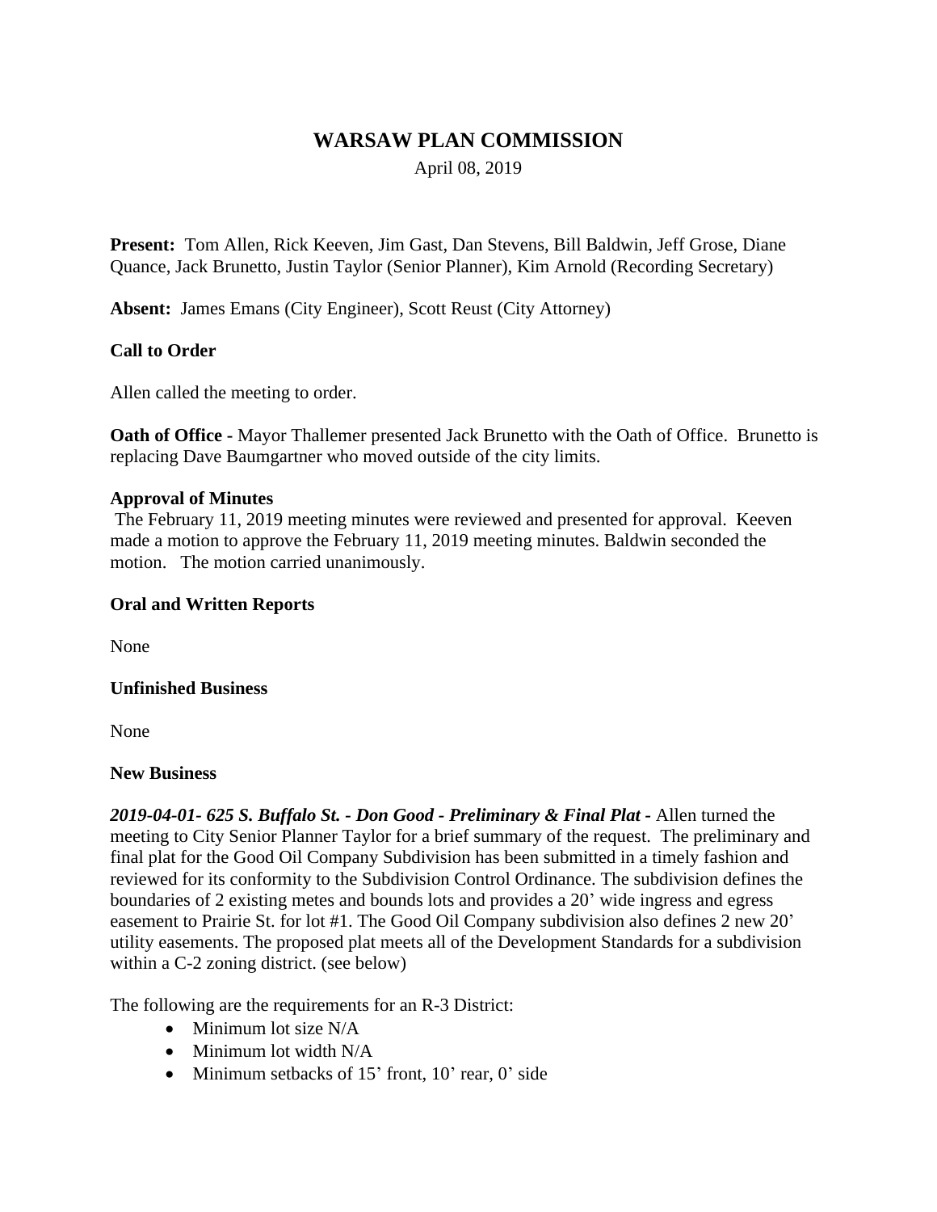# WARSAW PLAN COMMISSION

April 08, 2019

**Present:** Tom Allen, Rick Keeven, Jim Gast, Dan Stevens, Bill Baldwin, Jeff Grose, Diane Quance, Jack Brunetto, Justin Taylor (Senior Planner), Kim Arnold (Recording Secretary)

**Absent:** James Emans (City Engineer), Scott Reust (City Attorney)

**Call to Order**

Allen called the meeting to order.

**Oath of Office -** Mayor Thallemer presented Jack Brunetto with the Oath of Office. Brunetto is replacing Dave Baumgartner who moved outside of the city limits.

**Approval of Minutes**

The February 11, 2019 meeting minutes were reviewed and presented for approval. Keeven made a motion to approve the February 11, 2019 meeting minutes. Baldwin seconded the motion. The motion carried unanimously.

**Oral and Written Reports**

None

**Unfinished Business**

None

**New Business**

***2019-04-01- 625 S. Buffalo St. - Don Good - Preliminary & Final Plat -*** Allen turned the meeting to City Senior Planner Taylor for a brief summary of the request. The preliminary and final plat for the Good Oil Company Subdivision has been submitted in a timely fashion and reviewed for its conformity to the Subdivision Control Ordinance. The subdivision defines the boundaries of 2 existing metes and bounds lots and provides a 20' wide ingress and egress easement to Prairie St. for lot #1. The Good Oil Company subdivision also defines 2 new 20' utility easements. The proposed plat meets all of the Development Standards for a subdivision within a C-2 zoning district. (see below)

The following are the requirements for an R-3 District:

- Minimum lot size N/A
- Minimum lot width N/A
- Minimum setbacks of 15' front, 10' rear, 0' side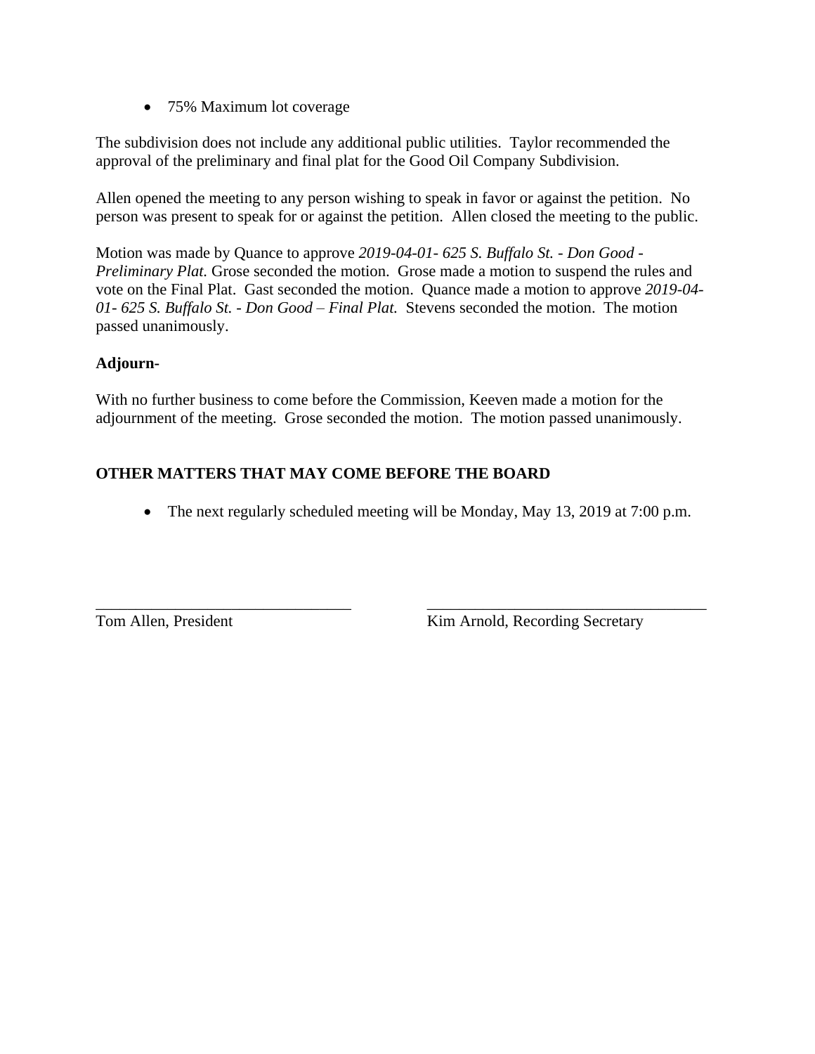- 75% Maximum lot coverage

The subdivision does not include any additional public utilities. Taylor recommended the approval of the preliminary and final plat for the Good Oil Company Subdivision.

Allen opened the meeting to any person wishing to speak in favor or against the petition. No person was present to speak for or against the petition. Allen closed the meeting to the public.

Motion was made by Quance to approve *2019-04-01- 625 S. Buffalo St. - Don Good - Preliminary Plat.* Grose seconded the motion. Grose made a motion to suspend the rules and vote on the Final Plat. Gast seconded the motion. Quance made a motion to approve *2019-04-01- 625 S. Buffalo St. - Don Good – Final Plat.* Stevens seconded the motion. The motion passed unanimously.

**Adjourn-**

With no further business to come before the Commission, Keeven made a motion for the adjournment of the meeting. Grose seconded the motion. The motion passed unanimously.

**OTHER MATTERS THAT MAY COME BEFORE THE BOARD**

- The next regularly scheduled meeting will be Monday, May 13, 2019 at 7:00 p.m.

\_\_\_\_\_\_\_\_\_\_\_\_\_\_\_\_\_\_\_\_\_\_\_\_\_\_\_\_\_\_\_\_ \_\_\_\_\_\_\_\_\_\_\_\_\_\_\_\_\_\_\_\_\_\_\_\_\_\_\_\_\_\_\_\_\_\_\_

Tom Allen, President Kim Arnold, Recording Secretary